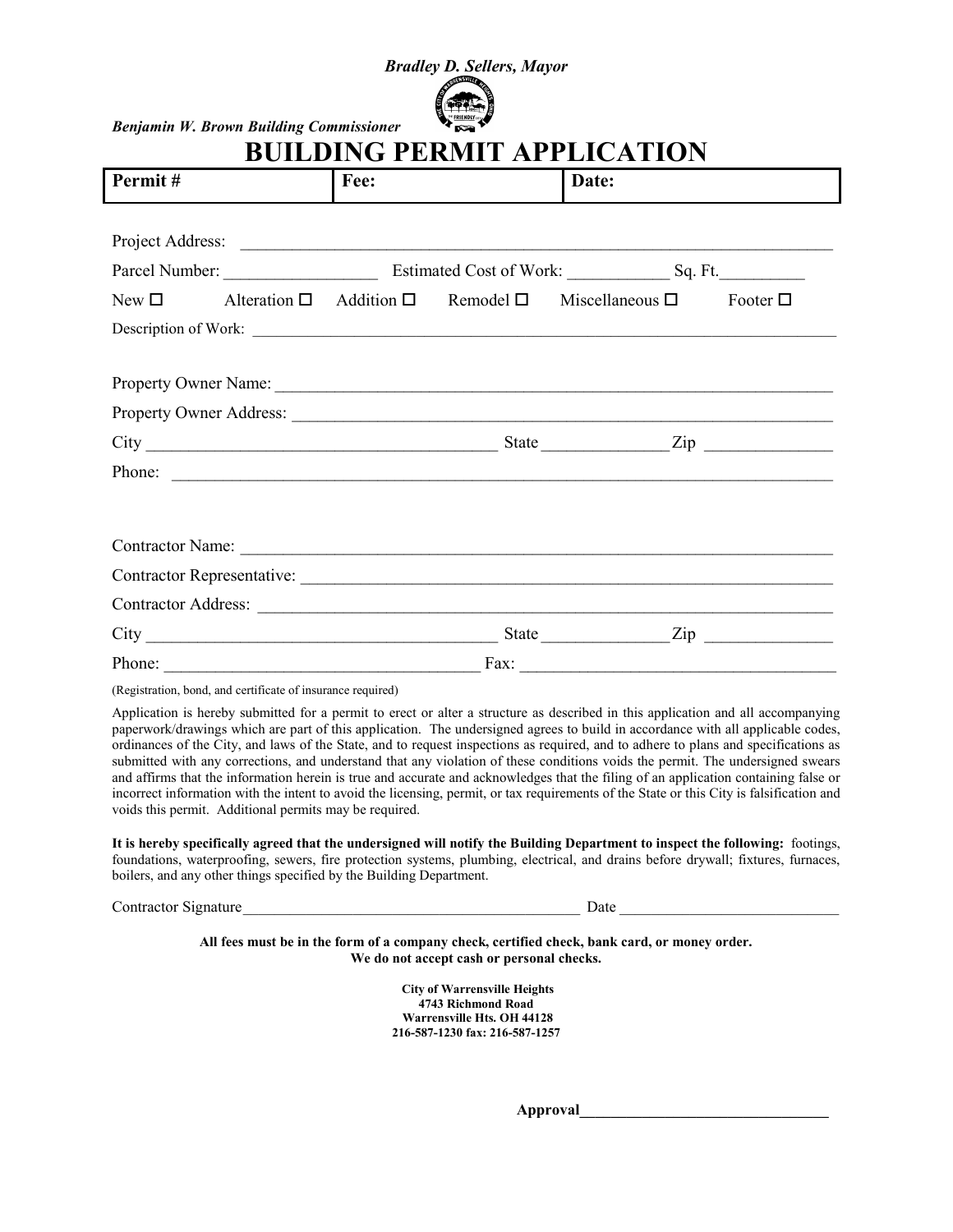***Bradley D. Sellers, Mayor***

***Benjamin W. Brown Building Commissioner***

# BUILDING PERMIT APPLICATION

| Permit # | Fee: | Date: |
| --- | --- | --- |

Project Address: ______________________________________________________________________

Parcel Number: __________________ Estimated Cost of Work: ____________ Sq. Ft.__________

New ☐ Alteration ☐ Addition ☐ Remodel ☐ Miscellaneous ☐ Footer ☐

Description of Work: ______________________________________________________________________

Property Owner Name: ______________________________________________________________________

Property Owner Address: ____________________________________________________________________

City __________________________________________ State _______________ Zip _______________

Phone: ________________________________________________________________________________

Contractor Name: _________________________________________________________________________

Contractor Representative: ___________________________________________________________________

Contractor Address: ________________________________________________________________________

City ___________________________________________ State _______________ Zip _______________

Phone: ______________________________________ Fax: ______________________________________

(Registration, bond, and certificate of insurance required)

Application is hereby submitted for a permit to erect or alter a structure as described in this application and all accompanying paperwork/drawings which are part of this application. The undersigned agrees to build in accordance with all applicable codes, ordinances of the City, and laws of the State, and to request inspections as required, and to adhere to plans and specifications as submitted with any corrections, and understand that any violation of these conditions voids the permit. The undersigned swears and affirms that the information herein is true and accurate and acknowledges that the filing of an application containing false or incorrect information with the intent to avoid the licensing, permit, or tax requirements of the State or this City is falsification and voids this permit. Additional permits may be required.

**It is hereby specifically agreed that the undersigned will notify the Building Department to inspect the following:** footings, foundations, waterproofing, sewers, fire protection systems, plumbing, electrical, and drains before drywall; fixtures, furnaces, boilers, and any other things specified by the Building Department.

Contractor Signature____________________________________________ Date ____________________________

**All fees must be in the form of a company check, certified check, bank card, or money order.**
**We do not accept cash or personal checks.**

**City of Warrensville Heights**
**4743 Richmond Road**
**Warrensville Hts. OH 44128**
**216-587-1230 fax: 216-587-1257**

**Approval________________________________**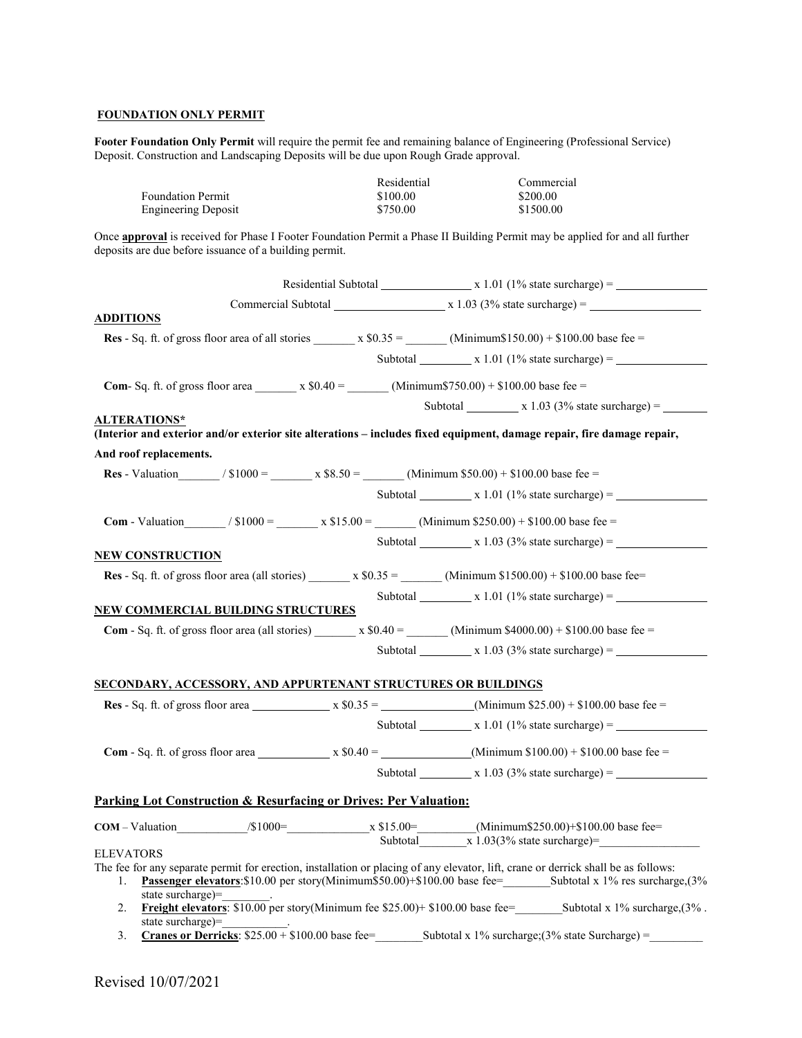**FOUNDATION ONLY PERMIT**

**Footer Foundation Only Permit** will require the permit fee and remaining balance of Engineering (Professional Service) Deposit. Construction and Landscaping Deposits will be due upon Rough Grade approval.

| | Residential | Commercial |
|---|---|---|
| Foundation Permit | \$100.00 | \$200.00 |
| Engineering Deposit | \$750.00 | \$1500.00 |

Once **approval** is received for Phase I Footer Foundation Permit a Phase II Building Permit may be applied for and all further deposits are due before issuance of a building permit.

Residential Subtotal ________ x 1.01 (1% state surcharge) = ________

Commercial Subtotal ________ x 1.03 (3% state surcharge) = ________

**ADDITIONS**

**Res** - Sq. ft. of gross floor area of all stories _______ x \$0.35 = _______ (Minimum\$150.00) + \$100.00 base fee =

Subtotal ________ x 1.01 (1% state surcharge) = ________

**Com**- Sq. ft. of gross floor area _______ x \$0.40 = _______ (Minimum\$750.00) + \$100.00 base fee =

Subtotal ________ x 1.03 (3% state surcharge) = ________

**ALTERATIONS***

**(Interior and exterior and/or exterior site alterations – includes fixed equipment, damage repair, fire damage repair, And roof replacements.**

**Res** - Valuation_______ / \$1000 = _______ x \$8.50 = _______ (Minimum \$50.00) + \$100.00 base fee =

Subtotal ________ x 1.01 (1% state surcharge) = ________

**Com** - Valuation_______ / \$1000 = _______ x \$15.00 = _______ (Minimum \$250.00) + \$100.00 base fee =

Subtotal ________ x 1.03 (3% state surcharge) = ________

**NEW CONSTRUCTION**

**Res** - Sq. ft. of gross floor area (all stories) _______ x \$0.35 = _______ (Minimum \$1500.00) + \$100.00 base fee=

Subtotal ________ x 1.01 (1% state surcharge) = ________

**NEW COMMERCIAL BUILDING STRUCTURES**

**Com** - Sq. ft. of gross floor area (all stories) _______ x \$0.40 = _______ (Minimum \$4000.00) + \$100.00 base fee =

Subtotal ________ x 1.03 (3% state surcharge) = ________

**SECONDARY, ACCESSORY, AND APPURTENANT STRUCTURES OR BUILDINGS**

**Res** - Sq. ft. of gross floor area ____________ x \$0.35 = ______________(Minimum \$25.00) + \$100.00 base fee =

Subtotal ________ x 1.01 (1% state surcharge) = ________

**Com** - Sq. ft. of gross floor area ____________ x \$0.40 = ______________(Minimum \$100.00) + \$100.00 base fee =

Subtotal ________ x 1.03 (3% state surcharge) = ________

**Parking Lot Construction & Resurfacing or Drives: Per Valuation:**

**COM** – Valuation___________/\$1000=_____________x \$15.00=_________(Minimum\$250.00)+\$100.00 base fee=

Subtotal________x 1.03(3% state surcharge)=________________

ELEVATORS

The fee for any separate permit for erection, installation or placing of any elevator, lift, crane or derrick shall be as follows:

1. **Passenger elevators**:\$10.00 per story(Minimum\$50.00)+\$100.00 base fee=________Subtotal x 1% res surcharge,(3% state surcharge)=________.
2. **Freight elevators**: \$10.00 per story(Minimum fee \$25.00)+ \$100.00 base fee=________Subtotal x 1% surcharge,(3% . state surcharge)=___________.
3. **Cranes or Derricks**: \$25.00 + \$100.00 base fee=________Subtotal x 1% surcharge;(3% state Surcharge) =_________

Revised 10/07/2021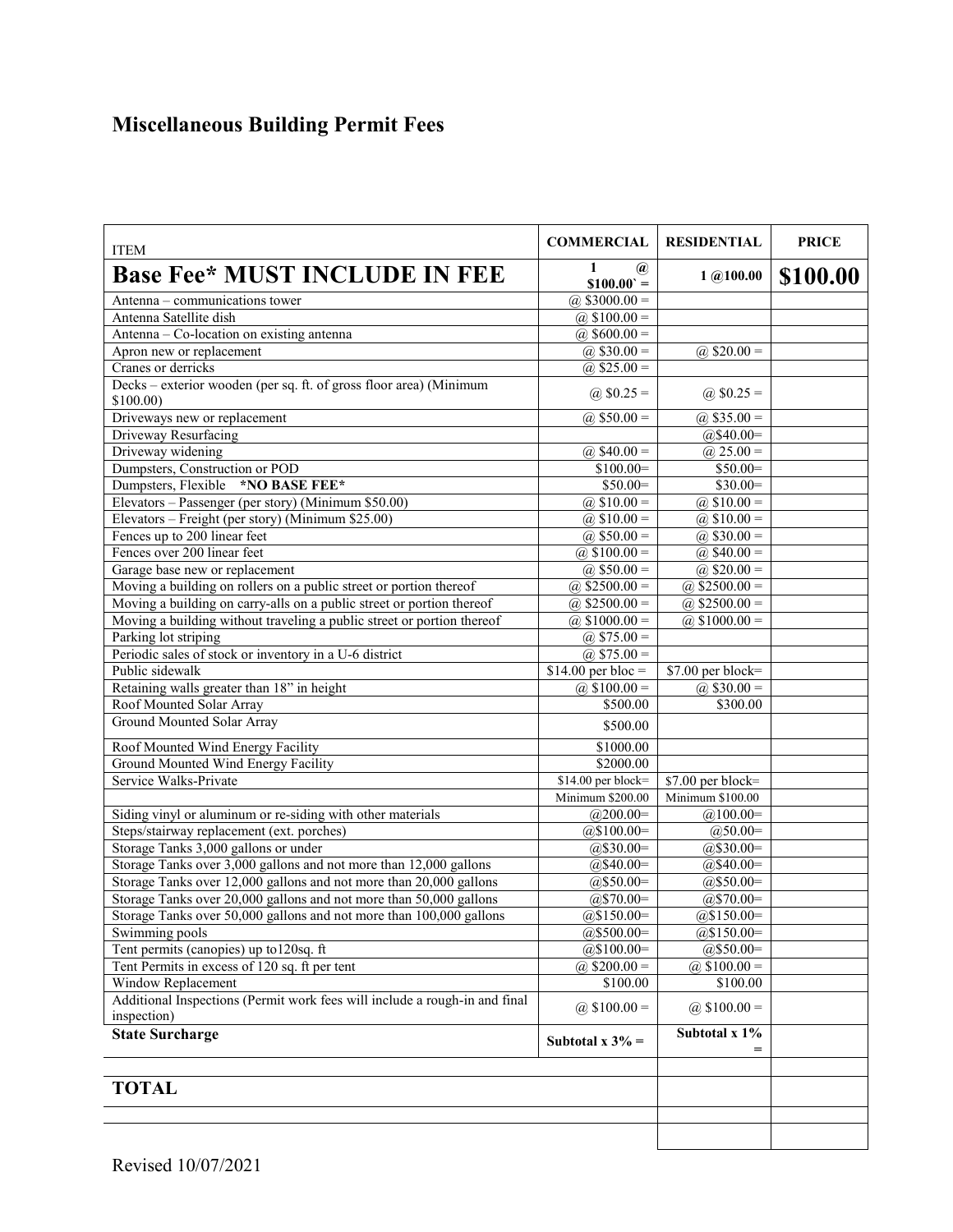# Miscellaneous Building Permit Fees

| ITEM | COMMERCIAL | RESIDENTIAL | PRICE |
|---|---|---|---|
| **Base Fee* MUST INCLUDE IN FEE** | **1 @ $100.00` =** | **1 @100.00** | **$100.00** |
| Antenna – communications tower | @ $3000.00 = | | |
| Antenna Satellite dish | @ $100.00 = | | |
| Antenna – Co-location on existing antenna | @ $600.00 = | | |
| Apron new or replacement | @ $30.00 = | @ $20.00 = | |
| Cranes or derricks | @ $25.00 = | | |
| Decks – exterior wooden (per sq. ft. of gross floor area) (Minimum $100.00) | @ $0.25 = | @ $0.25 = | |
| Driveways new or replacement | @ $50.00 = | @ $35.00 = | |
| Driveway Resurfacing | | @$40.00= | |
| Driveway widening | @ $40.00 = | @ 25.00 = | |
| Dumpsters, Construction or POD | $100.00= | $50.00= | |
| Dumpsters, Flexible **\*NO BASE FEE\*** | $50.00= | $30.00= | |
| Elevators – Passenger (per story) (Minimum $50.00) | @ $10.00 = | @ $10.00 = | |
| Elevators – Freight (per story) (Minimum $25.00) | @ $10.00 = | @ $10.00 = | |
| Fences up to 200 linear feet | @ $50.00 = | @ $30.00 = | |
| Fences over 200 linear feet | @ $100.00 = | @ $40.00 = | |
| Garage base new or replacement | @ $50.00 = | @ $20.00 = | |
| Moving a building on rollers on a public street or portion thereof | @ $2500.00 = | @ $2500.00 = | |
| Moving a building on carry-alls on a public street or portion thereof | @ $2500.00 = | @ $2500.00 = | |
| Moving a building without traveling a public street or portion thereof | @ $1000.00 = | @ $1000.00 = | |
| Parking lot striping | @ $75.00 = | | |
| Periodic sales of stock or inventory in a U-6 district | @ $75.00 = | | |
| Public sidewalk | $14.00 per bloc = | $7.00 per block= | |
| Retaining walls greater than 18" in height | @ $100.00 = | @ $30.00 = | |
| Roof Mounted Solar Array | $500.00 | $300.00 | |
| Ground Mounted Solar Array | $500.00 | | |
| Roof Mounted Wind Energy Facility | $1000.00 | | |
| Ground Mounted Wind Energy Facility | $2000.00 | | |
| Service Walks-Private | $14.00 per block= | $7.00 per block= | |
| | Minimum $200.00 | Minimum $100.00 | |
| Siding vinyl or aluminum or re-siding with other materials | @200.00= | @100.00= | |
| Steps/stairway replacement (ext. porches) | @$100.00= | @50.00= | |
| Storage Tanks 3,000 gallons or under | @$30.00= | @$30.00= | |
| Storage Tanks over 3,000 gallons and not more than 12,000 gallons | @$40.00= | @$40.00= | |
| Storage Tanks over 12,000 gallons and not more than 20,000 gallons | @$50.00= | @$50.00= | |
| Storage Tanks over 20,000 gallons and not more than 50,000 gallons | @$70.00= | @$70.00= | |
| Storage Tanks over 50,000 gallons and not more than 100,000 gallons | @$150.00= | @$150.00= | |
| Swimming pools | @$500.00= | @$150.00= | |
| Tent permits (canopies) up to120sq. ft | @$100.00= | @$50.00= | |
| Tent Permits in excess of 120 sq. ft per tent | @ $200.00 = | @ $100.00 = | |
| Window Replacement | $100.00 | $100.00 | |
| Additional Inspections (Permit work fees will include a rough-in and final inspection) | @ $100.00 = | @ $100.00 = | |
| **State Surcharge** | **Subtotal x 3% =** | **Subtotal x 1% =** | |
| | | | |
| **TOTAL** | | | |
| | | | |
| | | | |

Revised 10/07/2021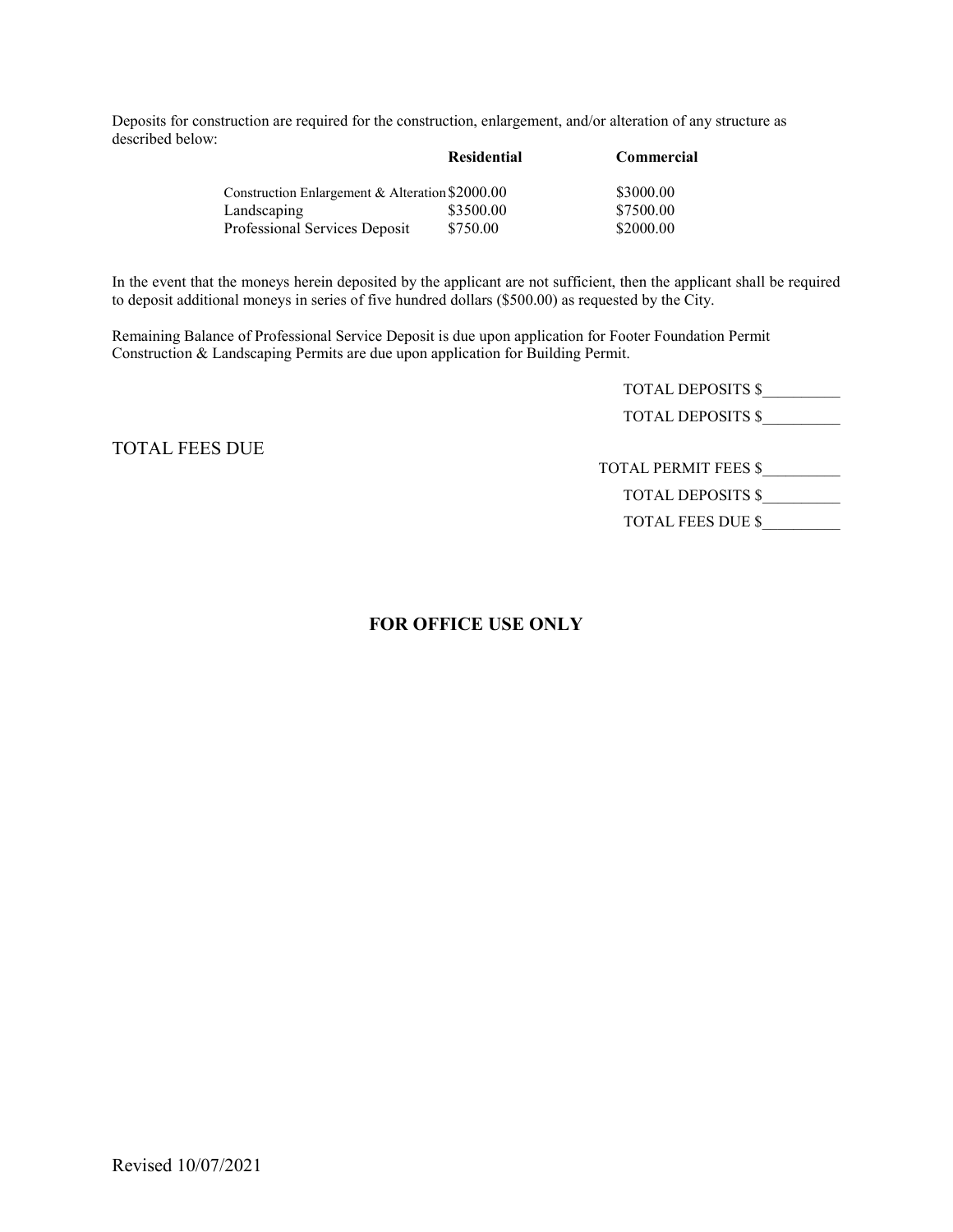Deposits for construction are required for the construction, enlargement, and/or alteration of any structure as described below:

| | Residential | Commercial |
|---|---|---|
| Construction Enlargement & Alteration | \$2000.00 | \$3000.00 |
| Landscaping | \$3500.00 | \$7500.00 |
| Professional Services Deposit | \$750.00 | \$2000.00 |

In the event that the moneys herein deposited by the applicant are not sufficient, then the applicant shall be required to deposit additional moneys in series of five hundred dollars (\$500.00) as requested by the City.

Remaining Balance of Professional Service Deposit is due upon application for Footer Foundation Permit
Construction & Landscaping Permits are due upon application for Building Permit.

TOTAL DEPOSITS \$__________

TOTAL DEPOSITS \$__________

TOTAL FEES DUE

TOTAL PERMIT FEES \$__________

TOTAL DEPOSITS \$__________

TOTAL FEES DUE \$__________

## FOR OFFICE USE ONLY

Revised 10/07/2021